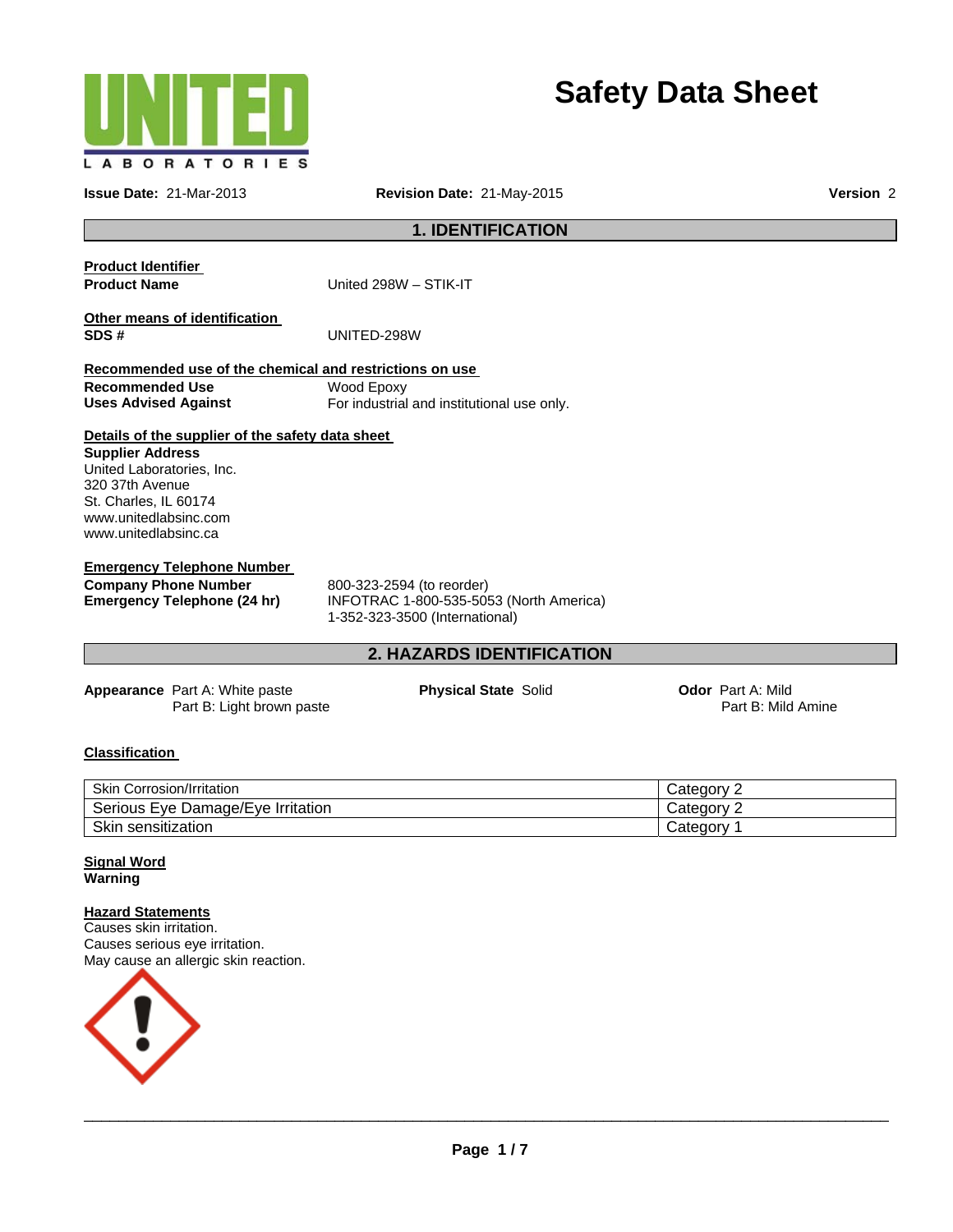# Safety Data Sheet

**Issue Date:** 21-Mar-2013 **Revision Date:** 21-May-2015 **Version** 2

## 1. IDENTIFICATION

**Product Identifier**

**Product Name** United 298W – STIK-IT

**Other means of identification**

**SDS #** UNITED-298W

**Recommended use of the chemical and restrictions on use**

**Recommended Use** Wood Epoxy

**Uses Advised Against** For industrial and institutional use only.

**Details of the supplier of the safety data sheet**

**Supplier Address**

United Laboratories, Inc.
320 37th Avenue
St. Charles, IL 60174
www.unitedlabsinc.com
www.unitedlabsinc.ca

**Emergency Telephone Number**

**Company Phone Number** 800-323-2594 (to reorder)

**Emergency Telephone (24 hr)** INFOTRAC 1-800-535-5053 (North America)
1-352-323-3500 (International)

## 2. HAZARDS IDENTIFICATION

**Appearance** Part A: White paste
Part B: Light brown paste

**Physical State** Solid

**Odor** Part A: Mild
Part B: Mild Amine

**Classification**

| | |
|---|---|
| Skin Corrosion/Irritation | Category 2 |
| Serious Eye Damage/Eye Irritation | Category 2 |
| Skin sensitization | Category 1 |

**Signal Word**

**Warning**

**Hazard Statements**

Causes skin irritation.
Causes serious eye irritation.
May cause an allergic skin reaction.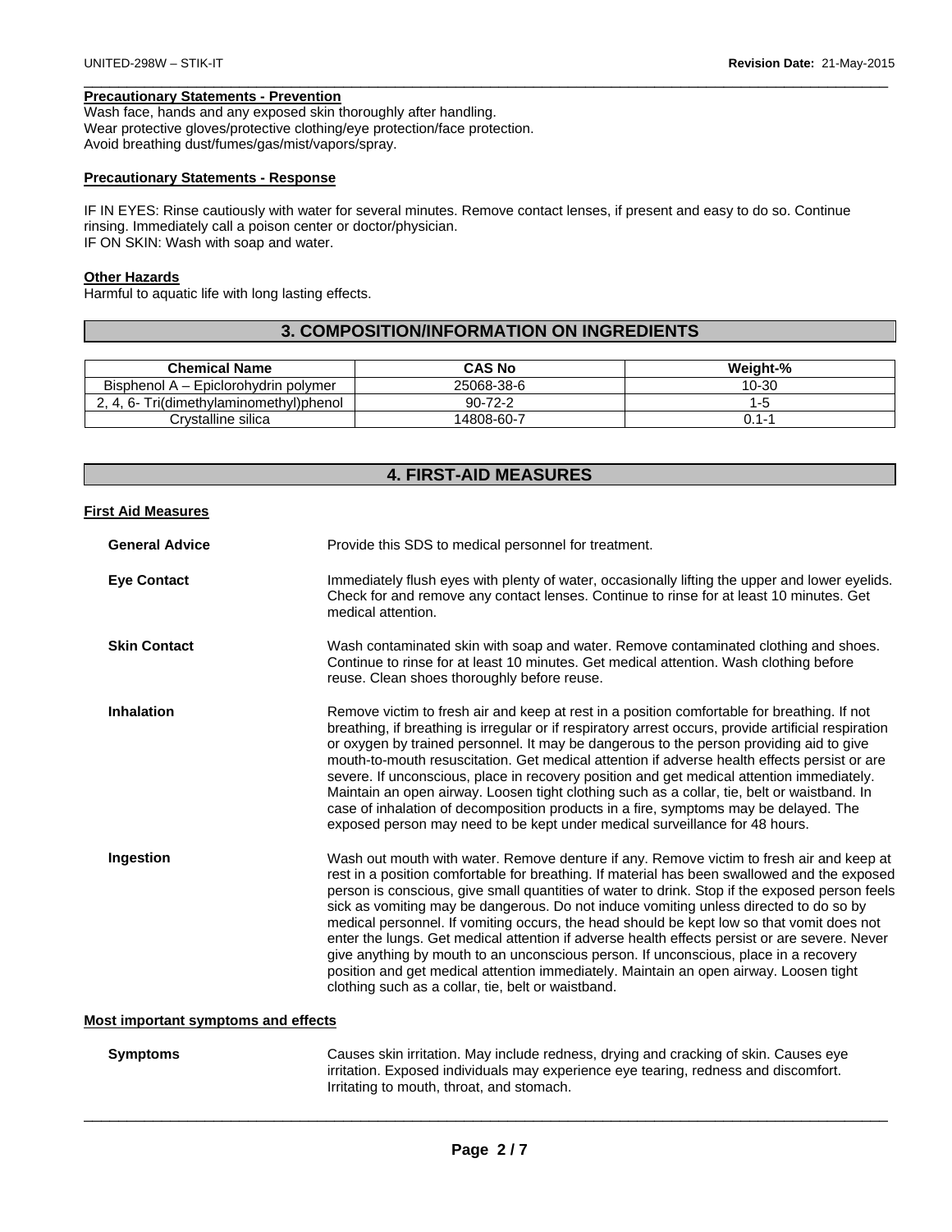**Precautionary Statements - Prevention**

Wash face, hands and any exposed skin thoroughly after handling.
Wear protective gloves/protective clothing/eye protection/face protection.
Avoid breathing dust/fumes/gas/mist/vapors/spray.

**Precautionary Statements - Response**

IF IN EYES: Rinse cautiously with water for several minutes. Remove contact lenses, if present and easy to do so. Continue rinsing. Immediately call a poison center or doctor/physician.
IF ON SKIN: Wash with soap and water.

**Other Hazards**

Harmful to aquatic life with long lasting effects.

## 3. COMPOSITION/INFORMATION ON INGREDIENTS

| Chemical Name | CAS No | Weight-% |
|---|---|---|
| Bisphenol A – Epiclorohydrin polymer | 25068-38-6 | 10-30 |
| 2, 4, 6- Tri(dimethylaminomethyl)phenol | 90-72-2 | 1-5 |
| Crystalline silica | 14808-60-7 | 0.1-1 |

## 4. FIRST-AID MEASURES

**First Aid Measures**

**General Advice** Provide this SDS to medical personnel for treatment.

**Eye Contact** Immediately flush eyes with plenty of water, occasionally lifting the upper and lower eyelids. Check for and remove any contact lenses. Continue to rinse for at least 10 minutes. Get medical attention.

**Skin Contact** Wash contaminated skin with soap and water. Remove contaminated clothing and shoes. Continue to rinse for at least 10 minutes. Get medical attention. Wash clothing before reuse. Clean shoes thoroughly before reuse.

**Inhalation** Remove victim to fresh air and keep at rest in a position comfortable for breathing. If not breathing, if breathing is irregular or if respiratory arrest occurs, provide artificial respiration or oxygen by trained personnel. It may be dangerous to the person providing aid to give mouth-to-mouth resuscitation. Get medical attention if adverse health effects persist or are severe. If unconscious, place in recovery position and get medical attention immediately. Maintain an open airway. Loosen tight clothing such as a collar, tie, belt or waistband. In case of inhalation of decomposition products in a fire, symptoms may be delayed. The exposed person may need to be kept under medical surveillance for 48 hours.

**Ingestion** Wash out mouth with water. Remove denture if any. Remove victim to fresh air and keep at rest in a position comfortable for breathing. If material has been swallowed and the exposed person is conscious, give small quantities of water to drink. Stop if the exposed person feels sick as vomiting may be dangerous. Do not induce vomiting unless directed to do so by medical personnel. If vomiting occurs, the head should be kept low so that vomit does not enter the lungs. Get medical attention if adverse health effects persist or are severe. Never give anything by mouth to an unconscious person. If unconscious, place in a recovery position and get medical attention immediately. Maintain an open airway. Loosen tight clothing such as a collar, tie, belt or waistband.

**Most important symptoms and effects**

**Symptoms** Causes skin irritation. May include redness, drying and cracking of skin. Causes eye irritation. Exposed individuals may experience eye tearing, redness and discomfort. Irritating to mouth, throat, and stomach.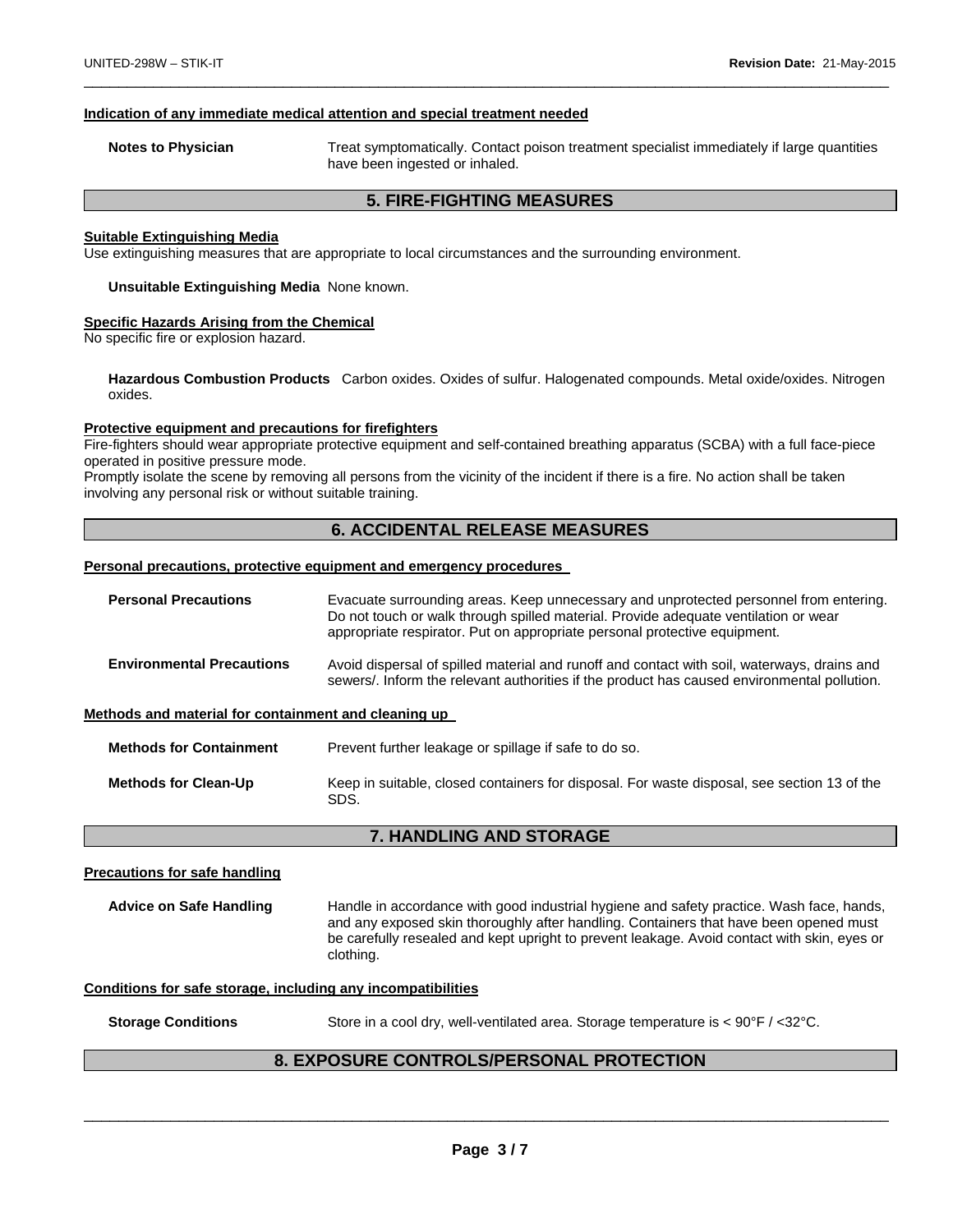### Indication of any immediate medical attention and special treatment needed

**Notes to Physician** Treat symptomatically. Contact poison treatment specialist immediately if large quantities have been ingested or inhaled.

## 5. FIRE-FIGHTING MEASURES

### Suitable Extinguishing Media

Use extinguishing measures that are appropriate to local circumstances and the surrounding environment.

**Unsuitable Extinguishing Media** None known.

### Specific Hazards Arising from the Chemical

No specific fire or explosion hazard.

**Hazardous Combustion Products** Carbon oxides. Oxides of sulfur. Halogenated compounds. Metal oxide/oxides. Nitrogen oxides.

### Protective equipment and precautions for firefighters

Fire-fighters should wear appropriate protective equipment and self-contained breathing apparatus (SCBA) with a full face-piece operated in positive pressure mode.

Promptly isolate the scene by removing all persons from the vicinity of the incident if there is a fire. No action shall be taken involving any personal risk or without suitable training.

## 6. ACCIDENTAL RELEASE MEASURES

### Personal precautions, protective equipment and emergency procedures

**Personal Precautions** Evacuate surrounding areas. Keep unnecessary and unprotected personnel from entering. Do not touch or walk through spilled material. Provide adequate ventilation or wear appropriate respirator. Put on appropriate personal protective equipment.

**Environmental Precautions** Avoid dispersal of spilled material and runoff and contact with soil, waterways, drains and sewers/. Inform the relevant authorities if the product has caused environmental pollution.

### Methods and material for containment and cleaning up

**Methods for Containment** Prevent further leakage or spillage if safe to do so.

**Methods for Clean-Up** Keep in suitable, closed containers for disposal. For waste disposal, see section 13 of the SDS.

## 7. HANDLING AND STORAGE

### Precautions for safe handling

**Advice on Safe Handling** Handle in accordance with good industrial hygiene and safety practice. Wash face, hands, and any exposed skin thoroughly after handling. Containers that have been opened must be carefully resealed and kept upright to prevent leakage. Avoid contact with skin, eyes or clothing.

### Conditions for safe storage, including any incompatibilities

**Storage Conditions** Store in a cool dry, well-ventilated area. Storage temperature is < 90°F / <32°C.

## 8. EXPOSURE CONTROLS/PERSONAL PROTECTION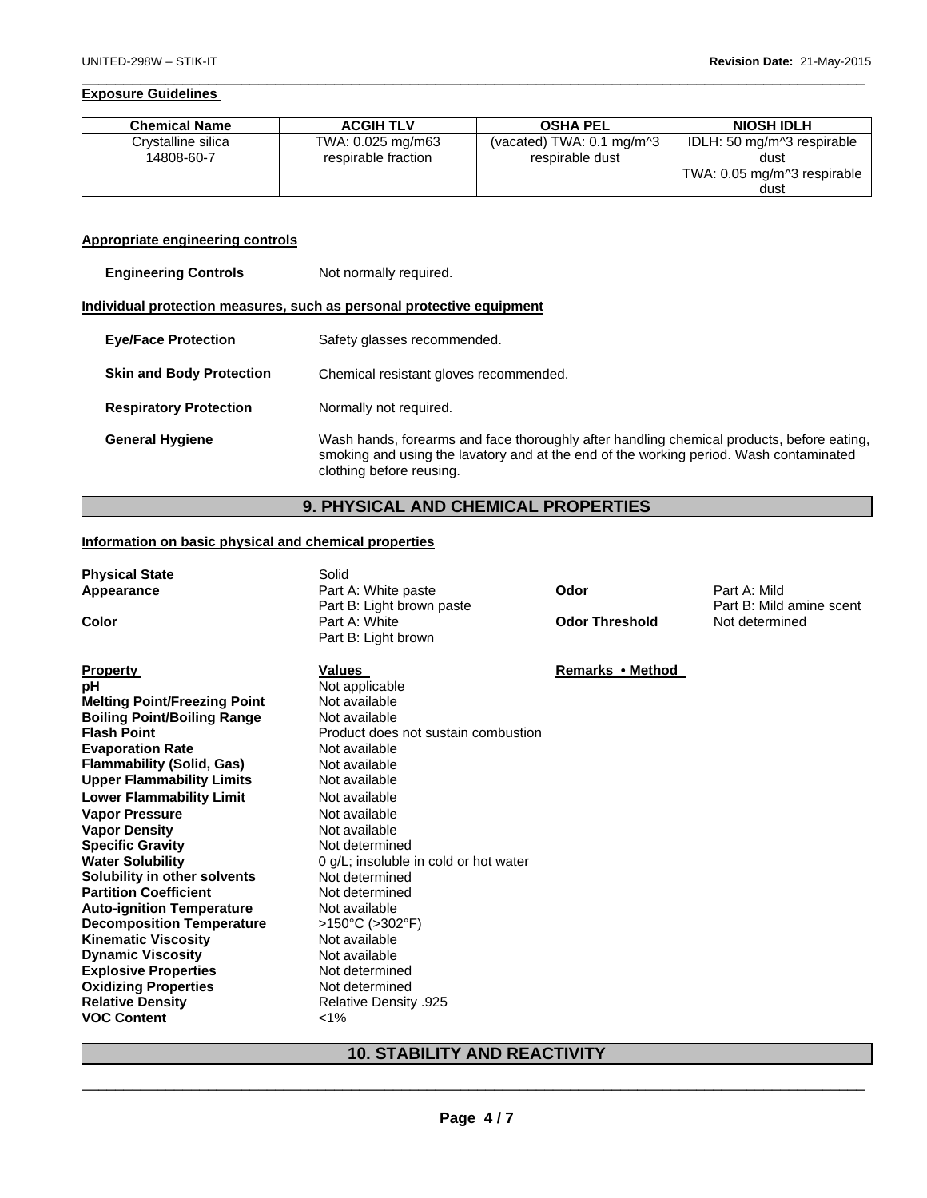**Exposure Guidelines**

| Chemical Name | ACGIH TLV | OSHA PEL | NIOSH IDLH |
|---|---|---|---|
| Crystalline silica 14808-60-7 | TWA: 0.025 mg/m63 respirable fraction | (vacated) TWA: 0.1 mg/m^3 respirable dust | IDLH: 50 mg/m^3 respirable dust TWA: 0.05 mg/m^3 respirable dust |

**Appropriate engineering controls**

**Engineering Controls** Not normally required.

**Individual protection measures, such as personal protective equipment**

**Eye/Face Protection** Safety glasses recommended.

**Skin and Body Protection** Chemical resistant gloves recommended.

**Respiratory Protection** Normally not required.

**General Hygiene** Wash hands, forearms and face thoroughly after handling chemical products, before eating, smoking and using the lavatory and at the end of the working period. Wash contaminated clothing before reusing.

## 9. PHYSICAL AND CHEMICAL PROPERTIES

**Information on basic physical and chemical properties**

**Physical State** Solid

**Appearance** Part A: White paste
Part B: Light brown paste

**Color** Part A: White
Part B: Light brown

**Odor** Part A: Mild
Part B: Mild amine scent

**Odor Threshold** Not determined

| Property | Values | Remarks • Method |
|---|---|---|
| pH | Not applicable | |
| Melting Point/Freezing Point | Not available | |
| Boiling Point/Boiling Range | Not available | |
| Flash Point | Product does not sustain combustion | |
| Evaporation Rate | Not available | |
| Flammability (Solid, Gas) | Not available | |
| Upper Flammability Limits | Not available | |
| Lower Flammability Limit | Not available | |
| Vapor Pressure | Not available | |
| Vapor Density | Not available | |
| Specific Gravity | Not determined | |
| Water Solubility | 0 g/L; insoluble in cold or hot water | |
| Solubility in other solvents | Not determined | |
| Partition Coefficient | Not determined | |
| Auto-ignition Temperature | Not available | |
| Decomposition Temperature | >150°C (>302°F) | |
| Kinematic Viscosity | Not available | |
| Dynamic Viscosity | Not available | |
| Explosive Properties | Not determined | |
| Oxidizing Properties | Not determined | |
| Relative Density | Relative Density .925 | |
| VOC Content | <1% | |

## 10. STABILITY AND REACTIVITY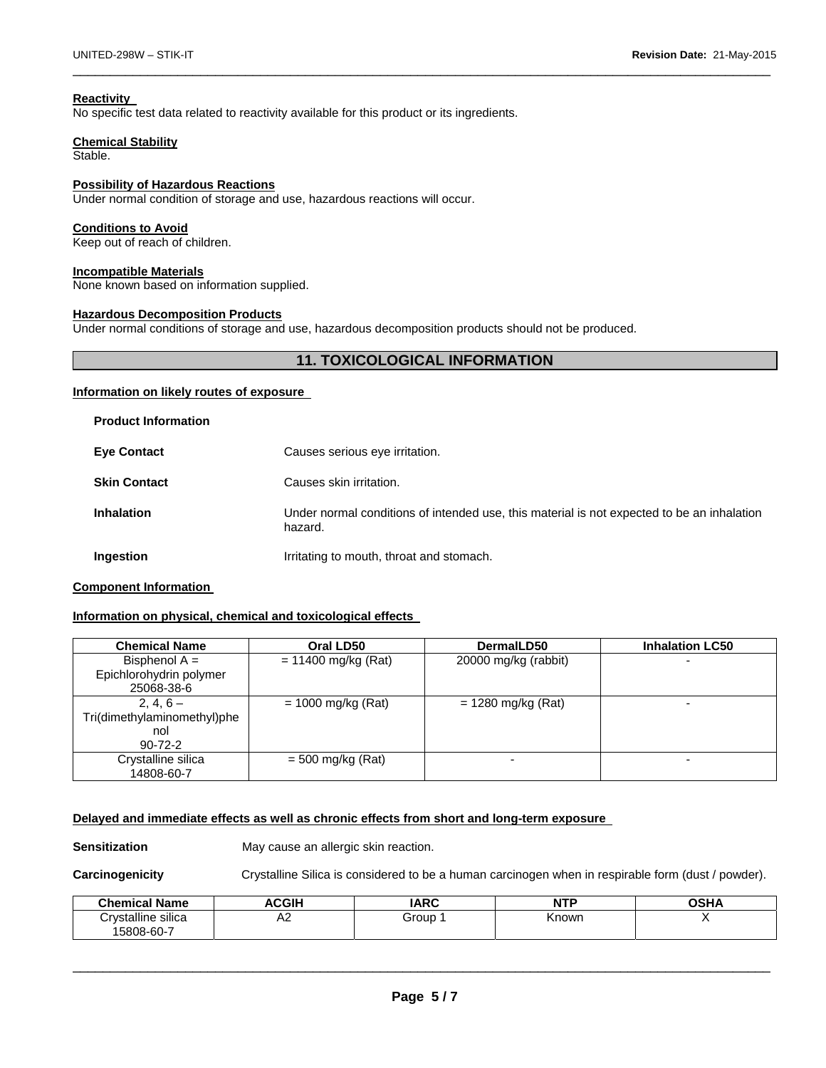**Reactivity**
No specific test data related to reactivity available for this product or its ingredients.

**Chemical Stability**
Stable.

**Possibility of Hazardous Reactions**
Under normal condition of storage and use, hazardous reactions will occur.

**Conditions to Avoid**
Keep out of reach of children.

**Incompatible Materials**
None known based on information supplied.

**Hazardous Decomposition Products**
Under normal conditions of storage and use, hazardous decomposition products should not be produced.

## 11. TOXICOLOGICAL INFORMATION

**Information on likely routes of exposure**

**Product Information**

| | |
|---|---|
| **Eye Contact** | Causes serious eye irritation. |
| **Skin Contact** | Causes skin irritation. |
| **Inhalation** | Under normal conditions of intended use, this material is not expected to be an inhalation hazard. |
| **Ingestion** | Irritating to mouth, throat and stomach. |

**Component Information**

**Information on physical, chemical and toxicological effects**

| Chemical Name | Oral LD50 | DermalLD50 | Inhalation LC50 |
|---|---|---|---|
| Bisphenol A = Epichlorohydrin polymer 25068-38-6 | = 11400 mg/kg (Rat) | 20000 mg/kg (rabbit) | - |
| 2, 4, 6 – Tri(dimethylaminomethyl)phenol 90-72-2 | = 1000 mg/kg (Rat) | = 1280 mg/kg (Rat) | - |
| Crystalline silica 14808-60-7 | = 500 mg/kg (Rat) | - | - |

**Delayed and immediate effects as well as chronic effects from short and long-term exposure**

**Sensitization** May cause an allergic skin reaction.

**Carcinogenicity** Crystalline Silica is considered to be a human carcinogen when in respirable form (dust / powder).

| Chemical Name | ACGIH | IARC | NTP | OSHA |
|---|---|---|---|---|
| Crystalline silica 15808-60-7 | A2 | Group 1 | Known | X |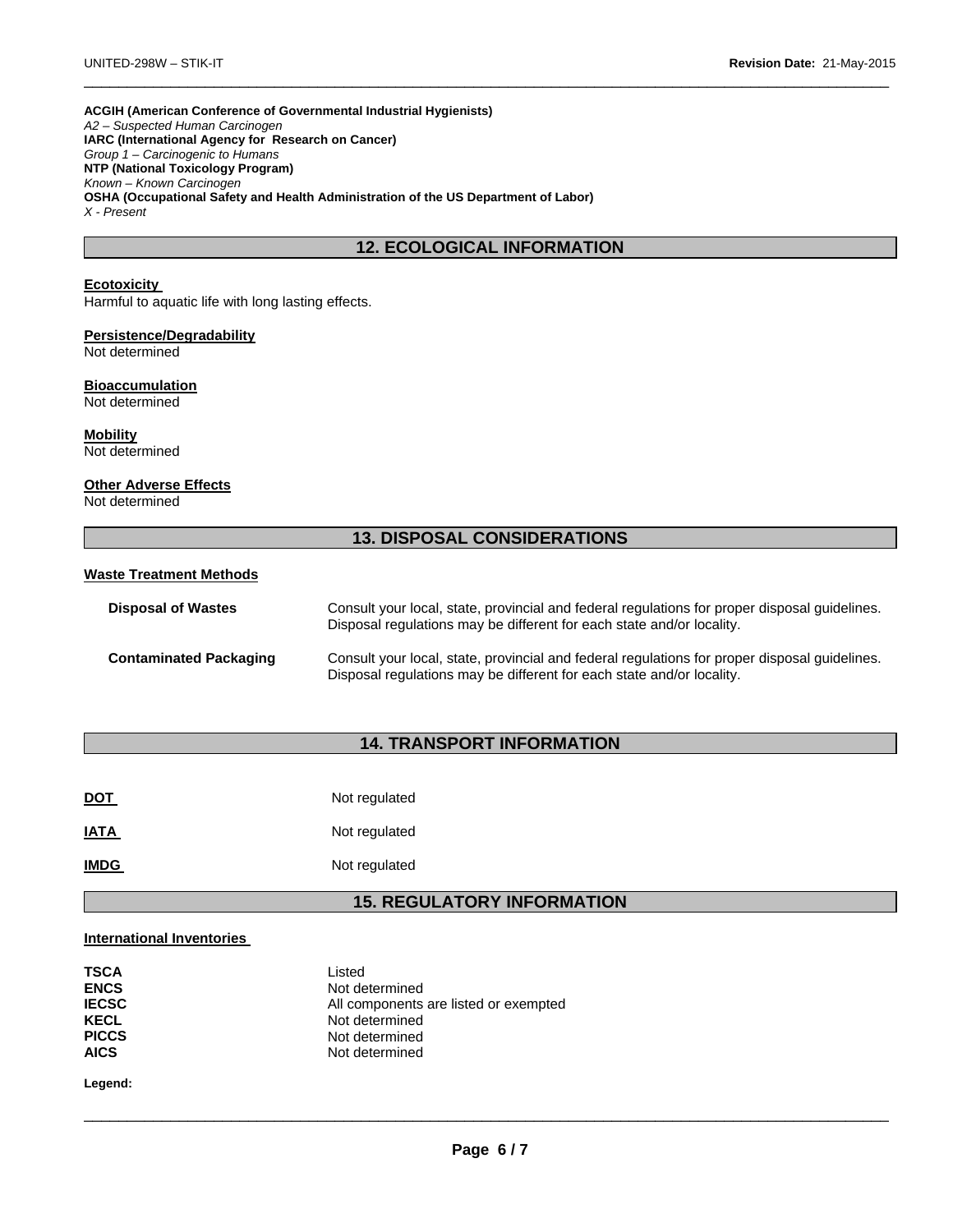**ACGIH (American Conference of Governmental Industrial Hygienists)**
*A2 – Suspected Human Carcinogen*
**IARC (International Agency for Research on Cancer)**
*Group 1 – Carcinogenic to Humans*
**NTP (National Toxicology Program)**
*Known – Known Carcinogen*
**OSHA (Occupational Safety and Health Administration of the US Department of Labor)**
*X - Present*

## 12. ECOLOGICAL INFORMATION

**Ecotoxicity**
Harmful to aquatic life with long lasting effects.

**Persistence/Degradability**
Not determined

**Bioaccumulation**
Not determined

**Mobility**
Not determined

**Other Adverse Effects**
Not determined

## 13. DISPOSAL CONSIDERATIONS

**Waste Treatment Methods**

| | |
|---|---|
| **Disposal of Wastes** | Consult your local, state, provincial and federal regulations for proper disposal guidelines. Disposal regulations may be different for each state and/or locality. |
| **Contaminated Packaging** | Consult your local, state, provincial and federal regulations for proper disposal guidelines. Disposal regulations may be different for each state and/or locality. |

## 14. TRANSPORT INFORMATION

| | |
|---|---|
| **DOT** | Not regulated |
| **IATA** | Not regulated |
| **IMDG** | Not regulated |

## 15. REGULATORY INFORMATION

**International Inventories**

| | |
|---|---|
| **TSCA** | Listed |
| **ENCS** | Not determined |
| **IECSC** | All components are listed or exempted |
| **KECL** | Not determined |
| **PICCS** | Not determined |
| **AICS** | Not determined |

**Legend:**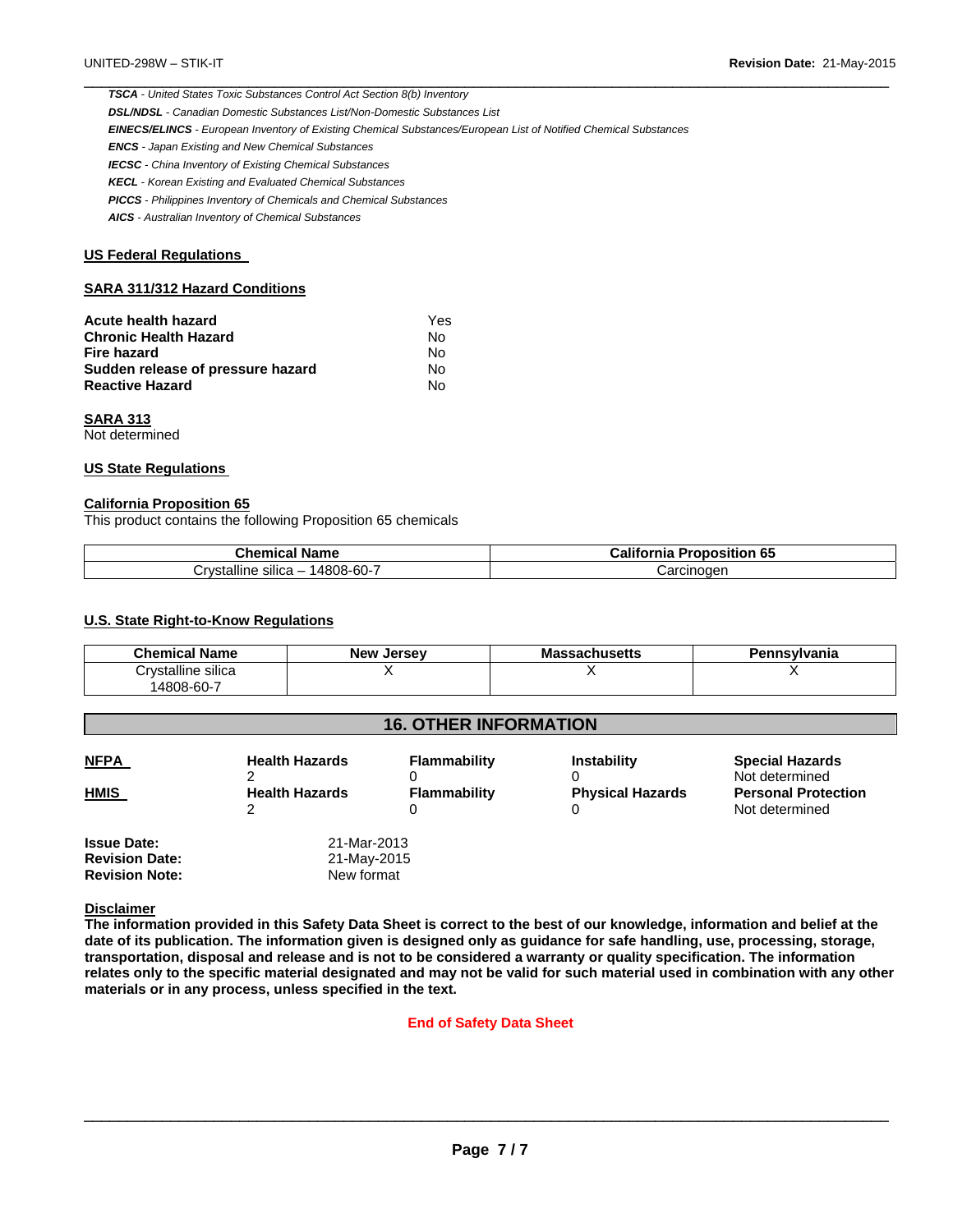***TSCA** - United States Toxic Substances Control Act Section 8(b) Inventory*

***DSL/NDSL** - Canadian Domestic Substances List/Non-Domestic Substances List*

***EINECS/ELINCS** - European Inventory of Existing Chemical Substances/European List of Notified Chemical Substances*

***ENCS** - Japan Existing and New Chemical Substances*

***IECSC** - China Inventory of Existing Chemical Substances*

***KECL** - Korean Existing and Evaluated Chemical Substances*

***PICCS** - Philippines Inventory of Chemicals and Chemical Substances*

***AICS** - Australian Inventory of Chemical Substances*

## US Federal Regulations

### SARA 311/312 Hazard Conditions

| | |
|---|---|
| **Acute health hazard** | Yes |
| **Chronic Health Hazard** | No |
| **Fire hazard** | No |
| **Sudden release of pressure hazard** | No |
| **Reactive Hazard** | No |

### SARA 313

Not determined

## US State Regulations

### California Proposition 65

This product contains the following Proposition 65 chemicals

| Chemical Name | California Proposition 65 |
|---|---|
| Crystalline silica – 14808-60-7 | Carcinogen |

### U.S. State Right-to-Know Regulations

| Chemical Name | New Jersey | Massachusetts | Pennsylvania |
|---|---|---|---|
| Crystalline silica 14808-60-7 | X | X | X |

## 16. OTHER INFORMATION

| | | | | |
|---|---|---|---|---|
| **NFPA** | **Health Hazards** 2 | **Flammability** 0 | **Instability** 0 | **Special Hazards** Not determined |
| **HMIS** | **Health Hazards** 2 | **Flammability** 0 | **Physical Hazards** 0 | **Personal Protection** Not determined |

**Issue Date:** 21-Mar-2013
**Revision Date:** 21-May-2015
**Revision Note:** New format

### Disclaimer

**The information provided in this Safety Data Sheet is correct to the best of our knowledge, information and belief at the date of its publication. The information given is designed only as guidance for safe handling, use, processing, storage, transportation, disposal and release and is not to be considered a warranty or quality specification. The information relates only to the specific material designated and may not be valid for such material used in combination with any other materials or in any process, unless specified in the text.**

**End of Safety Data Sheet**